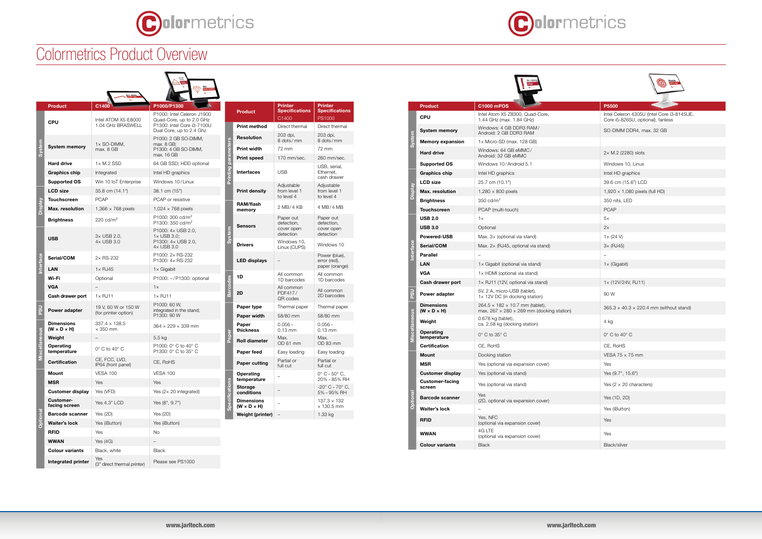# Colormetrics Product Overview

| | Product | C1400 | P1000/P1300 |
|---|---|---|---|
| System | CPU | Intel ATOM X5-E8000 1.04 GHz BRASWELL | P1000: Intel Celeron J1900 Quad-Core, up to 2.0 GHz P1300: Intel Core i3-7100U Dual Core, up to 2.4 Ghz |
| | System memory | 1× SO-DIMM, max. 8 GB | P1000: 2 GB SO-DIMM, max. 8 GB; P1300: 4 GB SO-DIMM, max. 16 GB |
| | Hard drive | 1× M.2 SSD | 64 GB SSD; HDD optional |
| | Graphics chip | Integrated | Intel HD graphics |
| | Supported OS | Win 10 IoT Enterprise | Windows 10/Linux |
| Display | LCD size | 35.8 cm (14.1") | 38.1 cm (15") |
| | Touchscreen | PCAP | PCAP or resistive |
| | Max. resolution | 1,366 × 768 pixels | 1,024 × 768 pixels |
| | Brightness | 220 cd/m² | P1000: 300 cd/m² P1300: 350 cd/m² |
| Interface | USB | 3× USB 2.0, 4× USB 3.0 | P1000: 4× USB 2.0, 1× USB 3.0; P1300: 4× USB 2.0, 4× USB 3.0 |
| | Serial/COM | 2× RS-232 | P1000: 2× RS-232 P1300: 4× RS-232 |
| | LAN | 1× RJ45 | 1× Gigabit |
| | Wi-Fi | Optional | P1000: –/P1300: optional |
| | VGA | – | 1× |
| | Cash drawer port | 1× RJ11 | 1× RJ11 |
| PSU | Power adapter | 19 V, 60 W or 150 W (for printer option) | P1000: 60 W, integrated in the stand; P1300: 90 W |
| Miscellaneous | Dimensions (W × D × H) | 337.4 × 138.5 × 350 mm | 364 × 229 × 339 mm |
| | Weight | – | 5.5 kg |
| | Operating temperature | 0° C to 40° C | P1000: 0° C to 40° C P1300: 0° C to 35° C |
| | Certification | CE, FCC, LVD, IP64 (front panel) | CE, RoHS |
| Optional | Mount | VESA 100 | VESA 100 |
| | MSR | Yes | Yes |
| | Customer display | Yes (VFD) | Yes (2× 20 integrated) |
| | Customer-facing screen | Yes 4.3" LCD | Yes (8", 9.7") |
| | Barcode scanner | Yes (2D) | Yes (2D) |
| | Waiter's lock | Yes (iButton) | Yes (iButton) |
| | RFID | Yes | No |
| | WWAN | Yes (4G) | – |
| | Colour variants | Black, white | Black |
| | Integrated printer | Yes (3" direct thermal printer) | Please see PS1000 |

| | Product | Printer Specifications C1400 | Printer Specifications PS1000 |
|---|---|---|---|
| Printing parameters | Print method | Direct thermal | Direct thermal |
| | Resolution | 203 dpi, 8 dots/mm | 203 dpi, 8 dots/mm |
| | Print width | 72 mm | 72 mm |
| | Print speed | 170 mm/sec. | 260 mm/sec. |
| | Interfaces | USB | USB, serial, Ethernet, cash drawer |
| | Print density | Adjustable from level 1 to level 4 | Adjustable from level 1 to level 4 |
| System | RAM/flash memory | 2 MB/4 KB | 4 MB/4 MB |
| | Sensors | Paper out detection, cover open detection | Paper out detection, cover open detection |
| | Drivers | Windows 10, Linux (CUPS) | Windows 10 |
| | LED displays | – | Power (blue), error (red), paper (orange) |
| Barcodes | 1D | All common 1D barcodes | All common 1D barcodes |
| | 2D | All common PDF417/QR codes | All common 2D barcodes |
| Paper | Paper type | Thermal paper | Thermal paper |
| | Paper width | 58/80 mm | 58/80 mm |
| | Paper thickness | 0.056 – 0.13 mm | 0.056 – 0.13 mm |
| | Roll diameter | Max. OD 61 mm | Max. OD 83 mm |
| | Paper feed | Easy loading | Easy loading |
| | Paper cutting | Partial or full cut | Partial or full cut |
| Specifications | Operating temperature | – | 0° C – 50° C, 20% – 85% RH |
| | Storage conditions | – | -20° C – 70° C, 5% – 95% RH |
| | Dimensions (W × D × H) | – | 137.3 × 132 × 130.5 mm |
| | Weight (printer) | – | 1.33 kg |

| | Product | C1000 mPOS | P5500 |
|---|---|---|---|
| System | CPU | Intel Atom X5 Z8300, Quad-Core, 1.44 GHz (max. 1.84 GHz) | Intel Celeron 4305U (Intel Core i3-8145UE, Core i5-8265U, optional), fanless |
| | System memory | Windows: 4 GB DDR3 RAM/ Android: 2 GB DDR3 RAM | SO-DIMM DDR4, max. 32 GB |
| | Memory expansion | 1× Micro-SD (max. 128 GB) | |
| | Hard drive | Windows: 64 GB eMMC/ Android: 32 GB eMMC | 2× M.2 (2280) slots |
| | Supported OS | Windows 10/Android 5.1 | Windows 10, Linux |
| Display | Graphics chip | Intel HD graphics | Intel HD graphics |
| | LCD size | 25.7 cm (10.1") | 39.6 cm (15.6") LCD |
| | Max. resolution | 1,280 × 800 pixels | 1,920 × 1,080 pixels (full HD) |
| | Brightness | 350 cd/m² | 350 nits, LED |
| | Touchscreen | PCAP (multi-touch) | PCAP |
| Interface | USB 2.0 | 1× | 5× |
| | USB 3.0 | Optional | 2× |
| | Powered-USB | Max. 3× (optional via stand) | 1× (24 V) |
| | Serial/COM | Max. 2× (RJ45, optional via stand) | 3× (RJ45) |
| | Parallel | – | – |
| | LAN | 1× Gigabit (optional via stand) | 1× (Gigabit) |
| | VGA | 1× HDMI (optional via stand) | |
| | Cash drawer port | 1× RJ11 (12V, optional via stand) | 1× (12V/24V, RJ11) |
| PSU | Power adapter | 5V, 2 A, micro-USB (tablet), 1× 12V DC (in docking station) | 90 W |
| Miscellaneous | Dimensions (W × D × H) | 264.5 × 182 × 10.7 mm (tablet), max. 267 × 280 × 269 mm (docking station) | 365.3 × 40.3 × 220.4 mm (without stand) |
| | Weight | 0.678 kg (tablet), ca. 2.58 kg (docking station) | 4 kg |
| | Operating temperature | 0° C to 35° C | 0° C to 40° C |
| | Certification | CE, RoHS | CE, RoHS |
| Optional | Mount | Docking station | VESA 75 × 75 mm |
| | MSR | Yes (optional via expansion cover) | Yes |
| | Customer display | Yes (optional via stand) | Yes (9.7", 15.6") |
| | Customer-facing screen | Yes (optional via stand) | Yes (2 × 20 characters) |
| | Barcode scanner | Yes (2D, optional via expansion cover) | Yes (1D, 2D) |
| | Waiter's lock | – | Yes (iButton) |
| | RFID | Yes, NFC (optional via expansion cover) | Yes |
| | WWAN | 4G LTE (optional via expansion cover) | Yes |
| | Colour variants | Black | Black/silver |

www.jarltech.com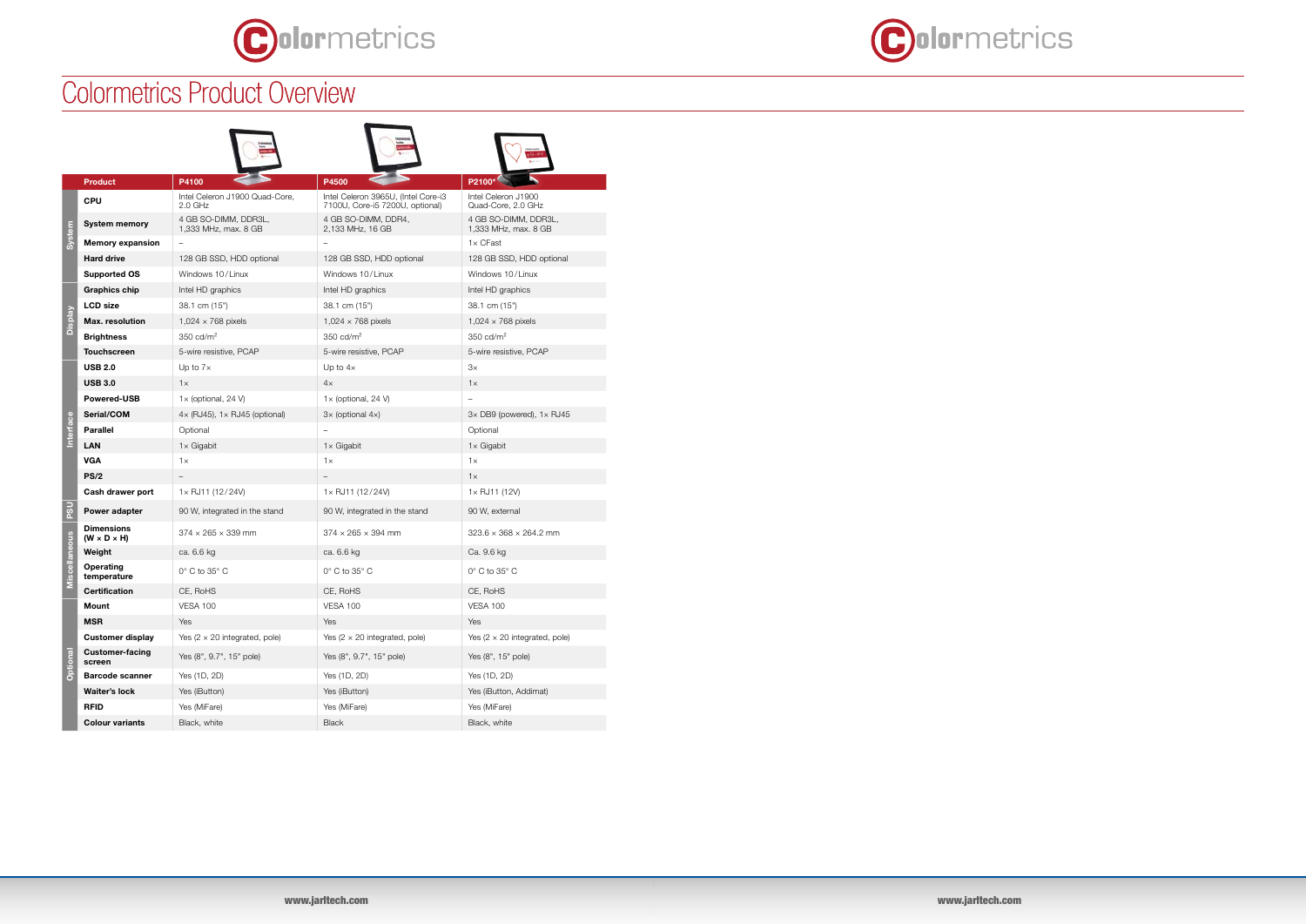# Colormetrics Product Overview

| | Product | P4100 | P4500 | P2100* |
|---|---|---|---|---|
| System | CPU | Intel Celeron J1900 Quad-Core, 2.0 GHz | Intel Celeron 3965U, (Intel Core-i3 7100U, Core-i5 7200U, optional) | Intel Celeron J1900 Quad-Core, 2.0 GHz |
| | System memory | 4 GB SO-DIMM, DDR3L, 1,333 MHz, max. 8 GB | 4 GB SO-DIMM, DDR4, 2,133 MHz, 16 GB | 4 GB SO-DIMM, DDR3L, 1,333 MHz, max. 8 GB |
| | Memory expansion | – | – | 1× CFast |
| | Hard drive | 128 GB SSD, HDD optional | 128 GB SSD, HDD optional | 128 GB SSD, HDD optional |
| | Supported OS | Windows 10 / Linux | Windows 10 / Linux | Windows 10 / Linux |
| Display | Graphics chip | Intel HD graphics | Intel HD graphics | Intel HD graphics |
| | LCD size | 38.1 cm (15") | 38.1 cm (15") | 38.1 cm (15") |
| | Max. resolution | 1,024 × 768 pixels | 1,024 × 768 pixels | 1,024 × 768 pixels |
| | Brightness | 350 cd/m² | 350 cd/m² | 350 cd/m² |
| | Touchscreen | 5-wire resistive, PCAP | 5-wire resistive, PCAP | 5-wire resistive, PCAP |
| Interface | USB 2.0 | Up to 7× | Up to 4× | 3× |
| | USB 3.0 | 1× | 4× | 1× |
| | Powered-USB | 1× (optional, 24 V) | 1× (optional, 24 V) | – |
| | Serial/COM | 4× (RJ45), 1× RJ45 (optional) | 3× (optional 4×) | 3× DB9 (powered), 1× RJ45 |
| | Parallel | Optional | – | Optional |
| | LAN | 1× Gigabit | 1× Gigabit | 1× Gigabit |
| | VGA | 1× | 1× | 1× |
| | PS/2 | – | – | 1× |
| | Cash drawer port | 1× RJ11 (12 / 24V) | 1× RJ11 (12 / 24V) | 1× RJ11 (12V) |
| PSU | Power adapter | 90 W, integrated in the stand | 90 W, integrated in the stand | 90 W, external |
| Miscellaneous | Dimensions (W × D × H) | 374 × 265 × 339 mm | 374 × 265 × 394 mm | 323.6 × 368 × 264.2 mm |
| | Weight | ca. 6.6 kg | ca. 6.6 kg | Ca. 9.6 kg |
| | Operating temperature | 0° C to 35° C | 0° C to 35° C | 0° C to 35° C |
| | Certification | CE, RoHS | CE, RoHS | CE, RoHS |
| Optional | Mount | VESA 100 | VESA 100 | VESA 100 |
| | MSR | Yes | Yes | Yes |
| | Customer display | Yes (2 × 20 integrated, pole) | Yes (2 × 20 integrated, pole) | Yes (2 × 20 integrated, pole) |
| | Customer-facing screen | Yes (8", 9.7", 15" pole) | Yes (8", 9.7", 15" pole) | Yes (8", 15" pole) |
| | Barcode scanner | Yes (1D, 2D) | Yes (1D, 2D) | Yes (1D, 2D) |
| | Waiter's lock | Yes (iButton) | Yes (iButton) | Yes (iButton, Addimat) |
| | RFID | Yes (MiFare) | Yes (MiFare) | Yes (MiFare) |
| | Colour variants | Black, white | Black | Black, white |